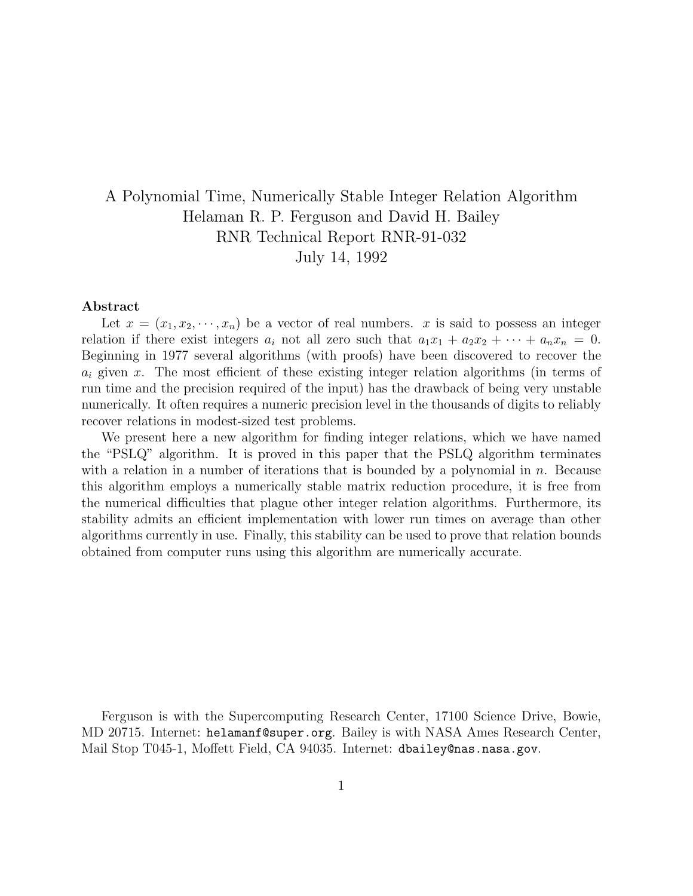# A Polynomial Time, Numerically Stable Integer Relation Algorithm

Helaman R. P. Ferguson and David H. Bailey

RNR Technical Report RNR-91-032

July 14, 1992

**Abstract**

Let $x = (x_1, x_2, \cdots, x_n)$ be a vector of real numbers. $x$ is said to possess an integer relation if there exist integers $a_i$ not all zero such that $a_1 x_1 + a_2 x_2 + \cdots + a_n x_n = 0$. Beginning in 1977 several algorithms (with proofs) have been discovered to recover the $a_i$ given $x$. The most efficient of these existing integer relation algorithms (in terms of run time and the precision required of the input) has the drawback of being very unstable numerically. It often requires a numeric precision level in the thousands of digits to reliably recover relations in modest-sized test problems.

We present here a new algorithm for finding integer relations, which we have named the "PSLQ" algorithm. It is proved in this paper that the PSLQ algorithm terminates with a relation in a number of iterations that is bounded by a polynomial in $n$. Because this algorithm employs a numerically stable matrix reduction procedure, it is free from the numerical difficulties that plague other integer relation algorithms. Furthermore, its stability admits an efficient implementation with lower run times on average than other algorithms currently in use. Finally, this stability can be used to prove that relation bounds obtained from computer runs using this algorithm are numerically accurate.

Ferguson is with the Supercomputing Research Center, 17100 Science Drive, Bowie, MD 20715. Internet: `helamanf@super.org`. Bailey is with NASA Ames Research Center, Mail Stop T045-1, Moffett Field, CA 94035. Internet: `dbailey@nas.nasa.gov`.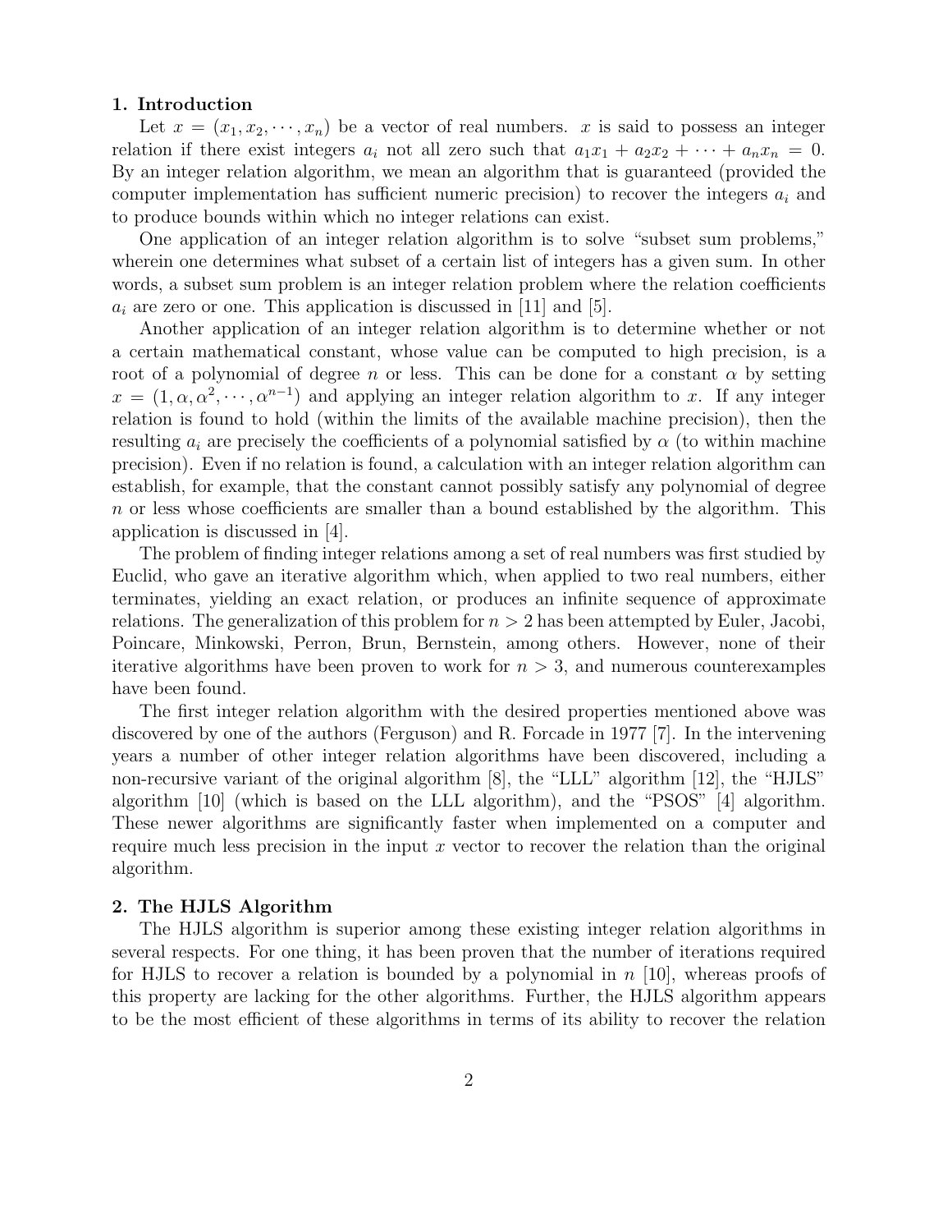## 1. Introduction

Let $x = (x_1, x_2, \cdots, x_n)$ be a vector of real numbers. $x$ is said to possess an integer relation if there exist integers $a_i$ not all zero such that $a_1 x_1 + a_2 x_2 + \cdots + a_n x_n = 0$. By an integer relation algorithm, we mean an algorithm that is guaranteed (provided the computer implementation has sufficient numeric precision) to recover the integers $a_i$ and to produce bounds within which no integer relations can exist.

One application of an integer relation algorithm is to solve "subset sum problems," wherein one determines what subset of a certain list of integers has a given sum. In other words, a subset sum problem is an integer relation problem where the relation coefficients $a_i$ are zero or one. This application is discussed in [11] and [5].

Another application of an integer relation algorithm is to determine whether or not a certain mathematical constant, whose value can be computed to high precision, is a root of a polynomial of degree $n$ or less. This can be done for a constant $\alpha$ by setting $x = (1, \alpha, \alpha^2, \cdots, \alpha^{n-1})$ and applying an integer relation algorithm to $x$. If any integer relation is found to hold (within the limits of the available machine precision), then the resulting $a_i$ are precisely the coefficients of a polynomial satisfied by $\alpha$ (to within machine precision). Even if no relation is found, a calculation with an integer relation algorithm can establish, for example, that the constant cannot possibly satisfy any polynomial of degree $n$ or less whose coefficients are smaller than a bound established by the algorithm. This application is discussed in [4].

The problem of finding integer relations among a set of real numbers was first studied by Euclid, who gave an iterative algorithm which, when applied to two real numbers, either terminates, yielding an exact relation, or produces an infinite sequence of approximate relations. The generalization of this problem for $n > 2$ has been attempted by Euler, Jacobi, Poincare, Minkowski, Perron, Brun, Bernstein, among others. However, none of their iterative algorithms have been proven to work for $n > 3$, and numerous counterexamples have been found.

The first integer relation algorithm with the desired properties mentioned above was discovered by one of the authors (Ferguson) and R. Forcade in 1977 [7]. In the intervening years a number of other integer relation algorithms have been discovered, including a non-recursive variant of the original algorithm [8], the "LLL" algorithm [12], the "HJLS" algorithm [10] (which is based on the LLL algorithm), and the "PSOS" [4] algorithm. These newer algorithms are significantly faster when implemented on a computer and require much less precision in the input $x$ vector to recover the relation than the original algorithm.

## 2. The HJLS Algorithm

The HJLS algorithm is superior among these existing integer relation algorithms in several respects. For one thing, it has been proven that the number of iterations required for HJLS to recover a relation is bounded by a polynomial in $n$ [10], whereas proofs of this property are lacking for the other algorithms. Further, the HJLS algorithm appears to be the most efficient of these algorithms in terms of its ability to recover the relation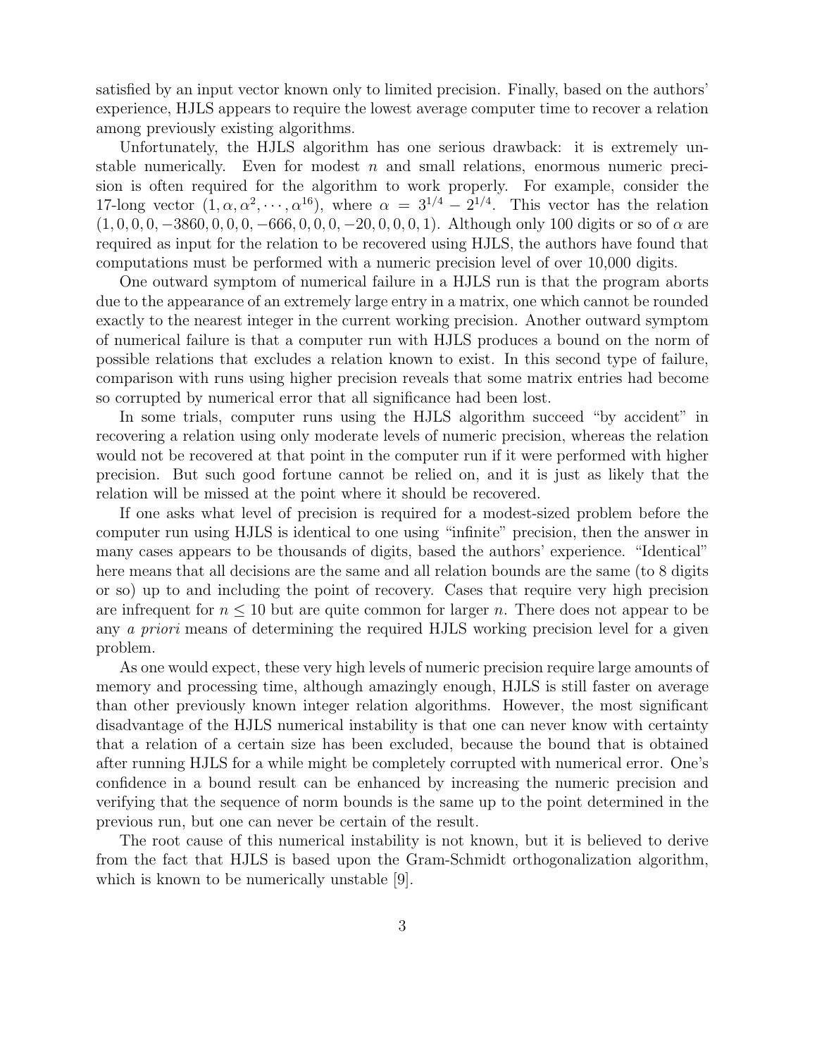satisfied by an input vector known only to limited precision. Finally, based on the authors' experience, HJLS appears to require the lowest average computer time to recover a relation among previously existing algorithms.

Unfortunately, the HJLS algorithm has one serious drawback: it is extremely unstable numerically. Even for modest $n$ and small relations, enormous numeric precision is often required for the algorithm to work properly. For example, consider the 17-long vector $(1, \alpha, \alpha^2, \cdots, \alpha^{16})$, where $\alpha = 3^{1/4} - 2^{1/4}$. This vector has the relation $(1, 0, 0, 0, -3860, 0, 0, 0, -666, 0, 0, 0, -20, 0, 0, 0, 1)$. Although only 100 digits or so of $\alpha$ are required as input for the relation to be recovered using HJLS, the authors have found that computations must be performed with a numeric precision level of over 10,000 digits.

One outward symptom of numerical failure in a HJLS run is that the program aborts due to the appearance of an extremely large entry in a matrix, one which cannot be rounded exactly to the nearest integer in the current working precision. Another outward symptom of numerical failure is that a computer run with HJLS produces a bound on the norm of possible relations that excludes a relation known to exist. In this second type of failure, comparison with runs using higher precision reveals that some matrix entries had become so corrupted by numerical error that all significance had been lost.

In some trials, computer runs using the HJLS algorithm succeed "by accident" in recovering a relation using only moderate levels of numeric precision, whereas the relation would not be recovered at that point in the computer run if it were performed with higher precision. But such good fortune cannot be relied on, and it is just as likely that the relation will be missed at the point where it should be recovered.

If one asks what level of precision is required for a modest-sized problem before the computer run using HJLS is identical to one using "infinite" precision, then the answer in many cases appears to be thousands of digits, based the authors' experience. "Identical" here means that all decisions are the same and all relation bounds are the same (to 8 digits or so) up to and including the point of recovery. Cases that require very high precision are infrequent for $n \leq 10$ but are quite common for larger $n$. There does not appear to be any *a priori* means of determining the required HJLS working precision level for a given problem.

As one would expect, these very high levels of numeric precision require large amounts of memory and processing time, although amazingly enough, HJLS is still faster on average than other previously known integer relation algorithms. However, the most significant disadvantage of the HJLS numerical instability is that one can never know with certainty that a relation of a certain size has been excluded, because the bound that is obtained after running HJLS for a while might be completely corrupted with numerical error. One's confidence in a bound result can be enhanced by increasing the numeric precision and verifying that the sequence of norm bounds is the same up to the point determined in the previous run, but one can never be certain of the result.

The root cause of this numerical instability is not known, but it is believed to derive from the fact that HJLS is based upon the Gram-Schmidt orthogonalization algorithm, which is known to be numerically unstable [9].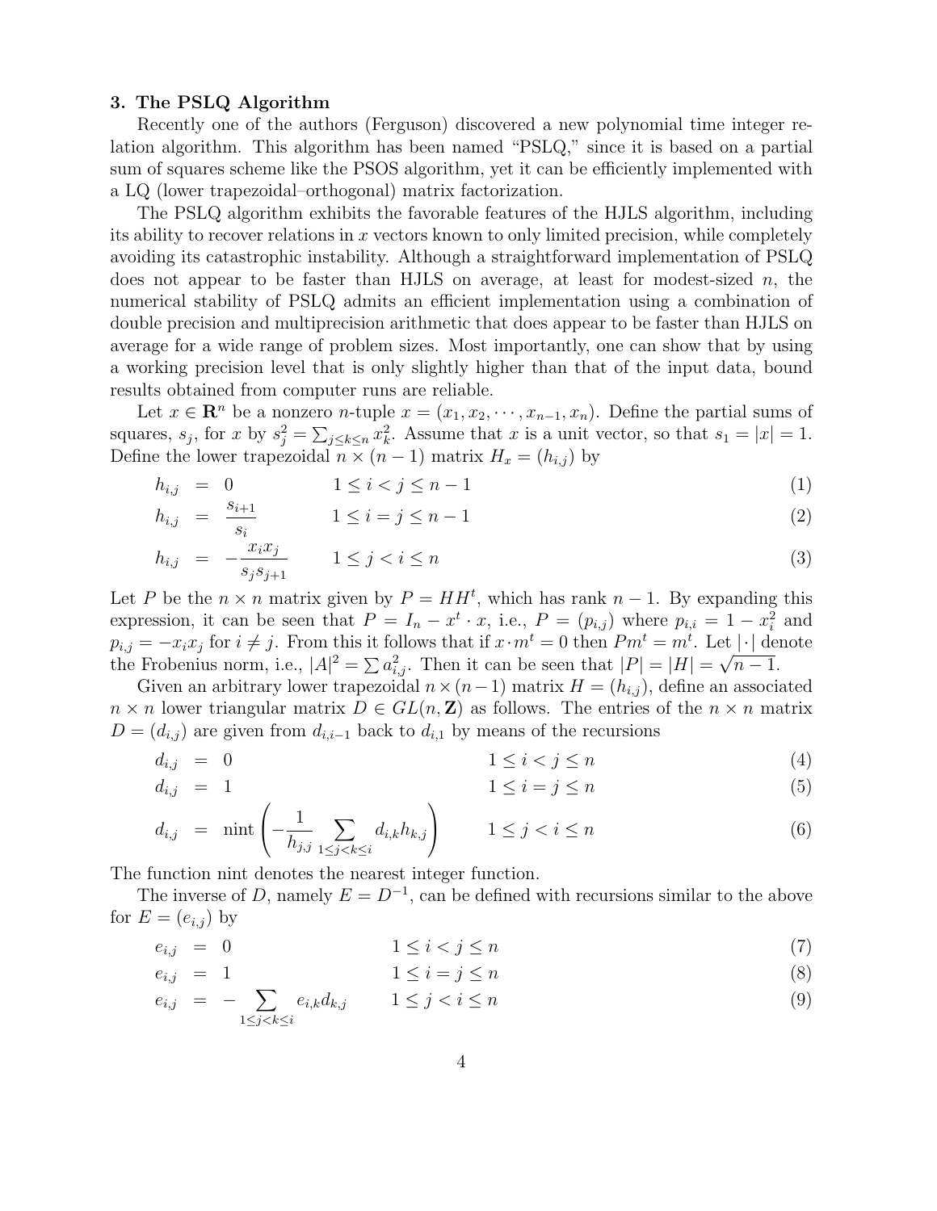### 3. The PSLQ Algorithm

Recently one of the authors (Ferguson) discovered a new polynomial time integer relation algorithm. This algorithm has been named "PSLQ," since it is based on a partial sum of squares scheme like the PSOS algorithm, yet it can be efficiently implemented with a LQ (lower trapezoidal–orthogonal) matrix factorization.

The PSLQ algorithm exhibits the favorable features of the HJLS algorithm, including its ability to recover relations in $x$ vectors known to only limited precision, while completely avoiding its catastrophic instability. Although a straightforward implementation of PSLQ does not appear to be faster than HJLS on average, at least for modest-sized $n$, the numerical stability of PSLQ admits an efficient implementation using a combination of double precision and multiprecision arithmetic that does appear to be faster than HJLS on average for a wide range of problem sizes. Most importantly, one can show that by using a working precision level that is only slightly higher than that of the input data, bound results obtained from computer runs are reliable.

Let $x \in \mathbf{R}^n$ be a nonzero $n$-tuple $x = (x_1, x_2, \cdots, x_{n-1}, x_n)$. Define the partial sums of squares, $s_j$, for $x$ by $s_j^2 = \sum_{j \le k \le n} x_k^2$. Assume that $x$ is a unit vector, so that $s_1 = |x| = 1$. Define the lower trapezoidal $n \times (n-1)$ matrix $H_x = (h_{i,j})$ by

$$h_{i,j} = 0 \qquad 1 \le i < j \le n-1 \tag{1}$$

$$h_{i,j} = \frac{s_{i+1}}{s_i} \qquad 1 \le i = j \le n-1 \tag{2}$$

$$h_{i,j} = -\frac{x_i x_j}{s_j s_{j+1}} \qquad 1 \le j < i \le n \tag{3}$$

Let $P$ be the $n \times n$ matrix given by $P = HH^t$, which has rank $n-1$. By expanding this expression, it can be seen that $P = I_n - x^t \cdot x$, i.e., $P = (p_{i,j})$ where $p_{i,i} = 1 - x_i^2$ and $p_{i,j} = -x_i x_j$ for $i \ne j$. From this it follows that if $x \cdot m^t = 0$ then $Pm^t = m^t$. Let $|\cdot|$ denote the Frobenius norm, i.e., $|A|^2 = \sum a_{i,j}^2$. Then it can be seen that $|P| = |H| = \sqrt{n-1}$.

Given an arbitrary lower trapezoidal $n \times (n-1)$ matrix $H = (h_{i,j})$, define an associated $n \times n$ lower triangular matrix $D \in GL(n, \mathbf{Z})$ as follows. The entries of the $n \times n$ matrix $D = (d_{i,j})$ are given from $d_{i,i-1}$ back to $d_{i,1}$ by means of the recursions

$$d_{i,j} = 0 \qquad 1 \le i < j \le n \tag{4}$$

$$d_{i,j} = 1 \qquad 1 \le i = j \le n \tag{5}$$

$$d_{i,j} = \text{nint}\left(-\frac{1}{h_{j,j}} \sum_{1 \le j < k \le i} d_{i,k} h_{k,j}\right) \qquad 1 \le j < i \le n \tag{6}$$

The function nint denotes the nearest integer function.

The inverse of $D$, namely $E = D^{-1}$, can be defined with recursions similar to the above for $E = (e_{i,j})$ by

$$e_{i,j} = 0 \qquad 1 \le i < j \le n \tag{7}$$

$$e_{i,j} = 1 \qquad 1 \le i = j \le n \tag{8}$$

$$e_{i,j} = -\sum_{1 \le j < k \le i} e_{i,k} d_{k,j} \qquad 1 \le j < i \le n \tag{9}$$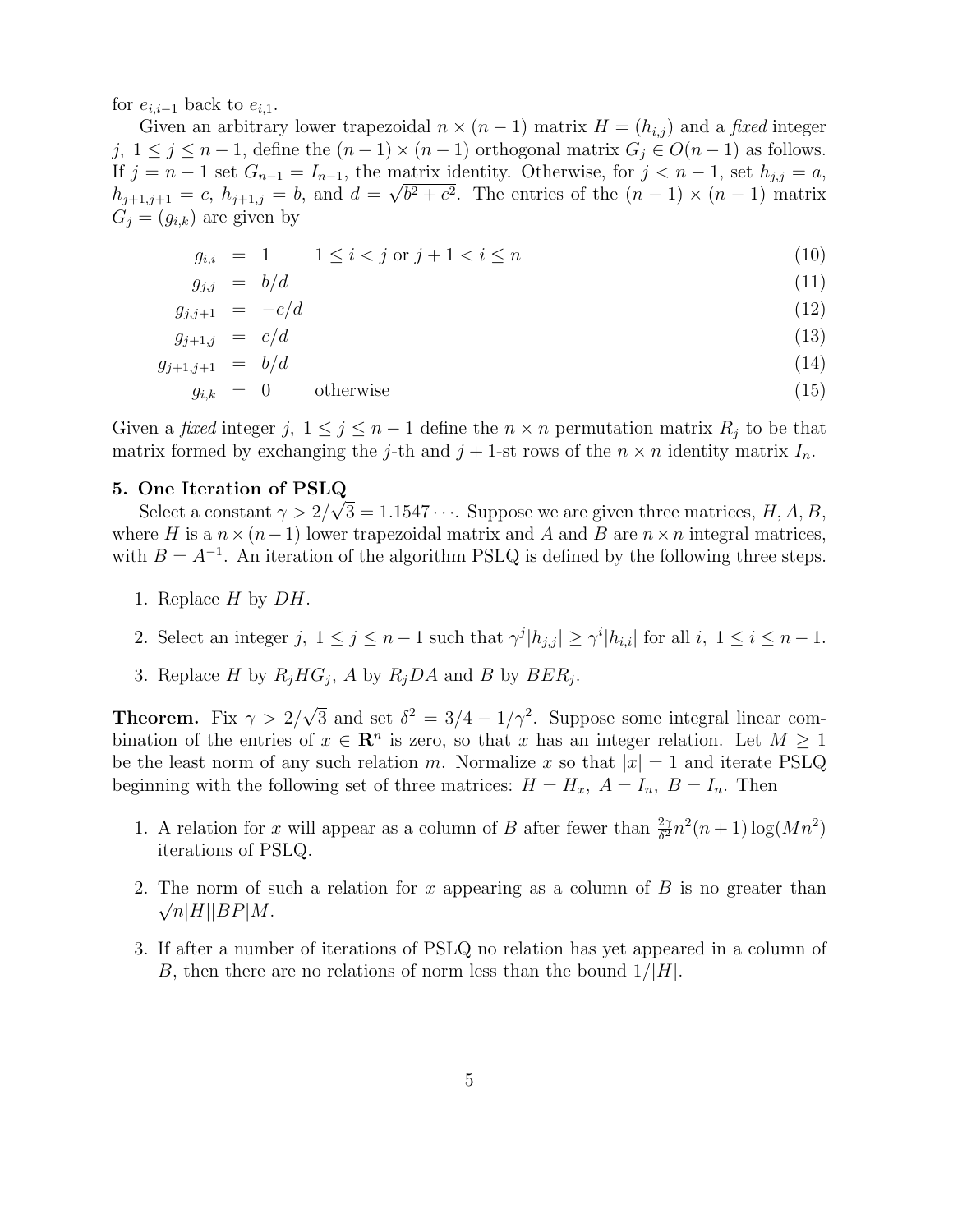for $e_{i,i-1}$ back to $e_{i,1}$.

Given an arbitrary lower trapezoidal $n \times (n-1)$ matrix $H = (h_{i,j})$ and a *fixed* integer $j,\ 1 \le j \le n-1$, define the $(n-1) \times (n-1)$ orthogonal matrix $G_j \in O(n-1)$ as follows. If $j = n-1$ set $G_{n-1} = I_{n-1}$, the matrix identity. Otherwise, for $j < n-1$, set $h_{j,j} = a$, $h_{j+1,j+1} = c$, $h_{j+1,j} = b$, and $d = \sqrt{b^2 + c^2}$. The entries of the $(n-1) \times (n-1)$ matrix $G_j = (g_{i,k})$ are given by

$$g_{i,i} = 1 \qquad 1 \le i < j \text{ or } j+1 < i \le n \tag{10}$$

$$g_{j,j} = b/d \tag{11}$$

$$g_{j,j+1} = -c/d \tag{12}$$

$$g_{j+1,j} = c/d \tag{13}$$

$$g_{j+1,j+1} = b/d \tag{14}$$

$$g_{i,k} = 0 \qquad \text{otherwise} \tag{15}$$

Given a *fixed* integer $j,\ 1 \le j \le n-1$ define the $n \times n$ permutation matrix $R_j$ to be that matrix formed by exchanging the $j$-th and $j+1$-st rows of the $n \times n$ identity matrix $I_n$.

**5. One Iteration of PSLQ**

Select a constant $\gamma > 2/\sqrt{3} = 1.1547\cdots$. Suppose we are given three matrices, $H, A, B$, where $H$ is a $n \times (n-1)$ lower trapezoidal matrix and $A$ and $B$ are $n \times n$ integral matrices, with $B = A^{-1}$. An iteration of the algorithm PSLQ is defined by the following three steps.

1. Replace $H$ by $DH$.
2. Select an integer $j,\ 1 \le j \le n-1$ such that $\gamma^j |h_{j,j}| \ge \gamma^i |h_{i,i}|$ for all $i,\ 1 \le i \le n-1$.
3. Replace $H$ by $R_j H G_j$, $A$ by $R_j D A$ and $B$ by $B E R_j$.

**Theorem.** Fix $\gamma > 2/\sqrt{3}$ and set $\delta^2 = 3/4 - 1/\gamma^2$. Suppose some integral linear combination of the entries of $x \in \mathbf{R}^n$ is zero, so that $x$ has an integer relation. Let $M \ge 1$ be the least norm of any such relation $m$. Normalize $x$ so that $|x| = 1$ and iterate PSLQ beginning with the following set of three matrices: $H = H_x,\ A = I_n,\ B = I_n$. Then

1. A relation for $x$ will appear as a column of $B$ after fewer than $\frac{2\gamma}{\delta^2} n^2 (n+1) \log(M n^2)$ iterations of PSLQ.
2. The norm of such a relation for $x$ appearing as a column of $B$ is no greater than $\sqrt{n} |H||BP| M$.
3. If after a number of iterations of PSLQ no relation has yet appeared in a column of $B$, then there are no relations of norm less than the bound $1/|H|$.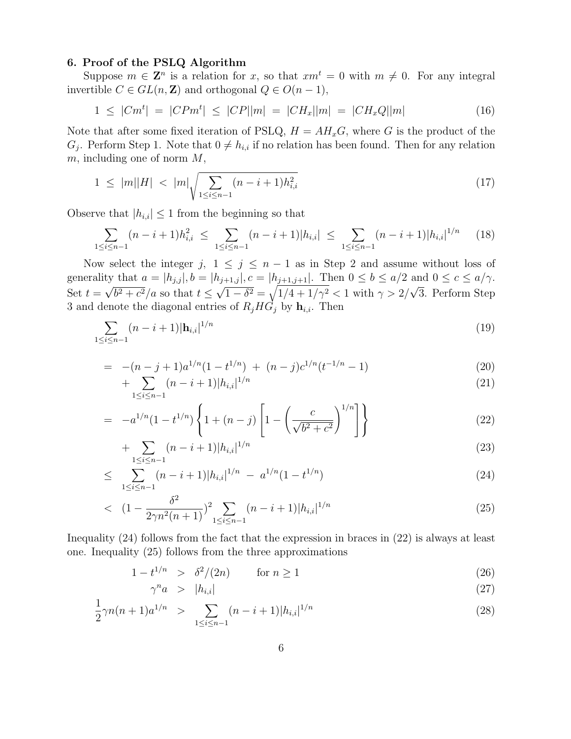**6. Proof of the PSLQ Algorithm**

Suppose $m \in \mathbf{Z}^n$ is a relation for $x$, so that $xm^t = 0$ with $m \neq 0$. For any integral invertible $C \in GL(n, \mathbf{Z})$ and orthogonal $Q \in O(n-1)$,

$$1 \;\leq\; |Cm^t| \;=\; |CPm^t| \;\leq\; |CP||m| \;=\; |CH_x||m| \;=\; |CH_xQ||m| \tag{16}$$

Note that after some fixed iteration of PSLQ, $H = AH_xG$, where $G$ is the product of the $G_j$. Perform Step 1. Note that $0 \neq h_{i,i}$ if no relation has been found. Then for any relation $m$, including one of norm $M$,

$$1 \;\leq\; |m||H| \;<\; |m|\sqrt{\sum_{1 \leq i \leq n-1} (n-i+1)h_{i,i}^2} \tag{17}$$

Observe that $|h_{i,i}| \leq 1$ from the beginning so that

$$\sum_{1 \leq i \leq n-1} (n-i+1)h_{i,i}^2 \;\leq\; \sum_{1 \leq i \leq n-1} (n-i+1)|h_{i,i}| \;\leq\; \sum_{1 \leq i \leq n-1} (n-i+1)|h_{i,i}|^{1/n} \tag{18}$$

Now select the integer $j$, $1 \leq j \leq n-1$ as in Step 2 and assume without loss of generality that $a = |h_{j,j}|, b = |h_{j+1,j}|, c = |h_{j+1,j+1}|$. Then $0 \leq b \leq a/2$ and $0 \leq c \leq a/\gamma$. Set $t = \sqrt{b^2+c^2}/a$ so that $t \leq \sqrt{1-\delta^2} = \sqrt{1/4 + 1/\gamma^2} < 1$ with $\gamma > 2/\sqrt{3}$. Perform Step 3 and denote the diagonal entries of $R_jHG_j$ by $\mathbf{h}_{i,i}$. Then

$$\sum_{1 \leq i \leq n-1} (n-i+1)|\mathbf{h}_{i,i}|^{1/n} \tag{19}$$

$$= \; -(n-j+1)a^{1/n}(1-t^{1/n}) \;+\; (n-j)c^{1/n}(t^{-1/n}-1) \tag{20}$$

$$+ \sum_{1 \leq i \leq n-1} (n-i+1)|h_{i,i}|^{1/n} \tag{21}$$

$$= \; -a^{1/n}(1-t^{1/n})\left\{1 + (n-j)\left[1 - \left(\frac{c}{\sqrt{b^2+c^2}}\right)^{1/n}\right]\right\} \tag{22}$$

$$+ \sum_{1 \leq i \leq n-1} (n-i+1)|h_{i,i}|^{1/n} \tag{23}$$

$$\leq \; \sum_{1 \leq i \leq n-1} (n-i+1)|h_{i,i}|^{1/n} \;-\; a^{1/n}(1-t^{1/n}) \tag{24}$$

$$< \; (1 - \frac{\delta^2}{2\gamma n^2(n+1)})^2 \sum_{1 \leq i \leq n-1} (n-i+1)|h_{i,i}|^{1/n} \tag{25}$$

Inequality (24) follows from the fact that the expression in braces in (22) is always at least one. Inequality (25) follows from the three approximations

$$1 - t^{1/n} \;>\; \delta^2/(2n) \qquad \text{for } n \geq 1 \tag{26}$$

$$\gamma^n a \;>\; |h_{i,i}| \tag{27}$$

$$\frac{1}{2}\gamma n(n+1)a^{1/n} \;>\; \sum_{1 \leq i \leq n-1} (n-i+1)|h_{i,i}|^{1/n} \tag{28}$$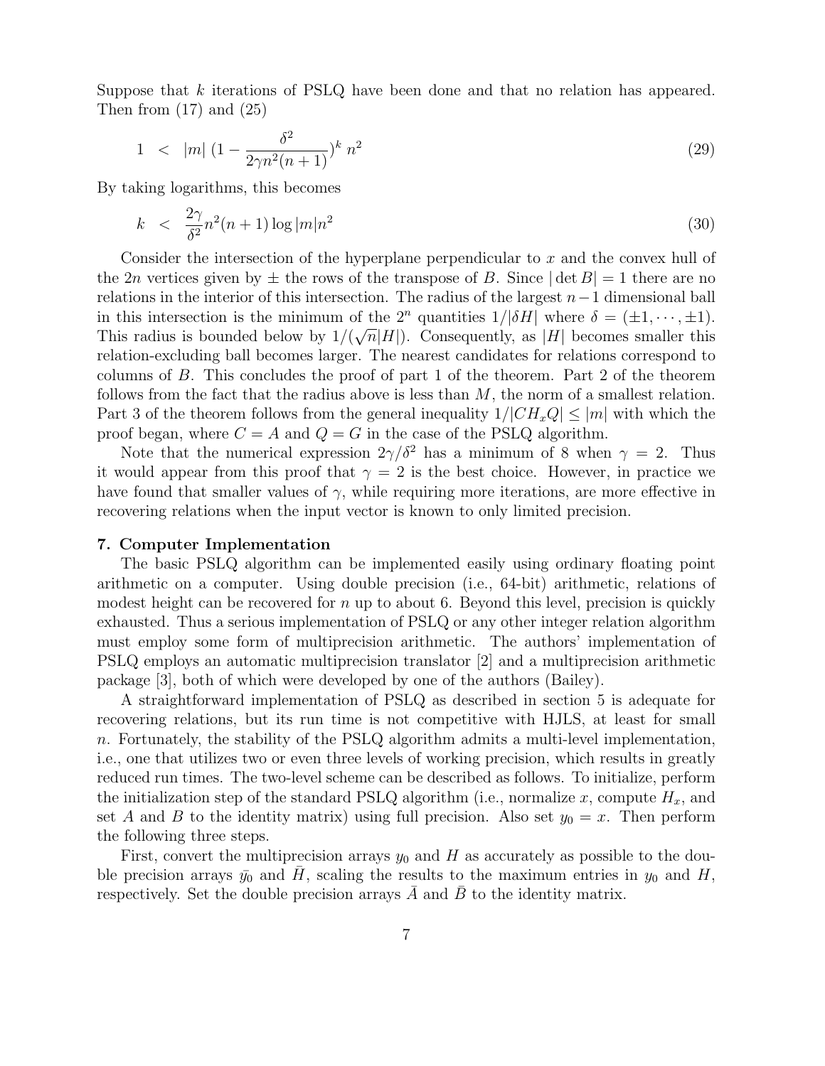Suppose that $k$ iterations of PSLQ have been done and that no relation has appeared. Then from (17) and (25)

$$1 \quad < \quad |m| \, (1 - \frac{\delta^2}{2\gamma n^2(n+1)})^k \, n^2 \tag{29}$$

By taking logarithms, this becomes

$$k \quad < \quad \frac{2\gamma}{\delta^2} n^2(n+1) \log |m| n^2 \tag{30}$$

Consider the intersection of the hyperplane perpendicular to $x$ and the convex hull of the $2n$ vertices given by $\pm$ the rows of the transpose of $B$. Since $|\det B| = 1$ there are no relations in the interior of this intersection. The radius of the largest $n-1$ dimensional ball in this intersection is the minimum of the $2^n$ quantities $1/|\delta H|$ where $\delta = (\pm 1, \cdots, \pm 1)$. This radius is bounded below by $1/(\sqrt{n}|H|)$. Consequently, as $|H|$ becomes smaller this relation-excluding ball becomes larger. The nearest candidates for relations correspond to columns of $B$. This concludes the proof of part 1 of the theorem. Part 2 of the theorem follows from the fact that the radius above is less than $M$, the norm of a smallest relation. Part 3 of the theorem follows from the general inequality $1/|CH_xQ| \leq |m|$ with which the proof began, where $C = A$ and $Q = G$ in the case of the PSLQ algorithm.

Note that the numerical expression $2\gamma/\delta^2$ has a minimum of 8 when $\gamma = 2$. Thus it would appear from this proof that $\gamma = 2$ is the best choice. However, in practice we have found that smaller values of $\gamma$, while requiring more iterations, are more effective in recovering relations when the input vector is known to only limited precision.

**7. Computer Implementation**

The basic PSLQ algorithm can be implemented easily using ordinary floating point arithmetic on a computer. Using double precision (i.e., 64-bit) arithmetic, relations of modest height can be recovered for $n$ up to about 6. Beyond this level, precision is quickly exhausted. Thus a serious implementation of PSLQ or any other integer relation algorithm must employ some form of multiprecision arithmetic. The authors' implementation of PSLQ employs an automatic multiprecision translator [2] and a multiprecision arithmetic package [3], both of which were developed by one of the authors (Bailey).

A straightforward implementation of PSLQ as described in section 5 is adequate for recovering relations, but its run time is not competitive with HJLS, at least for small $n$. Fortunately, the stability of the PSLQ algorithm admits a multi-level implementation, i.e., one that utilizes two or even three levels of working precision, which results in greatly reduced run times. The two-level scheme can be described as follows. To initialize, perform the initialization step of the standard PSLQ algorithm (i.e., normalize $x$, compute $H_x$, and set $A$ and $B$ to the identity matrix) using full precision. Also set $y_0 = x$. Then perform the following three steps.

First, convert the multiprecision arrays $y_0$ and $H$ as accurately as possible to the double precision arrays $\bar{y_0}$ and $\bar{H}$, scaling the results to the maximum entries in $y_0$ and $H$, respectively. Set the double precision arrays $\bar{A}$ and $\bar{B}$ to the identity matrix.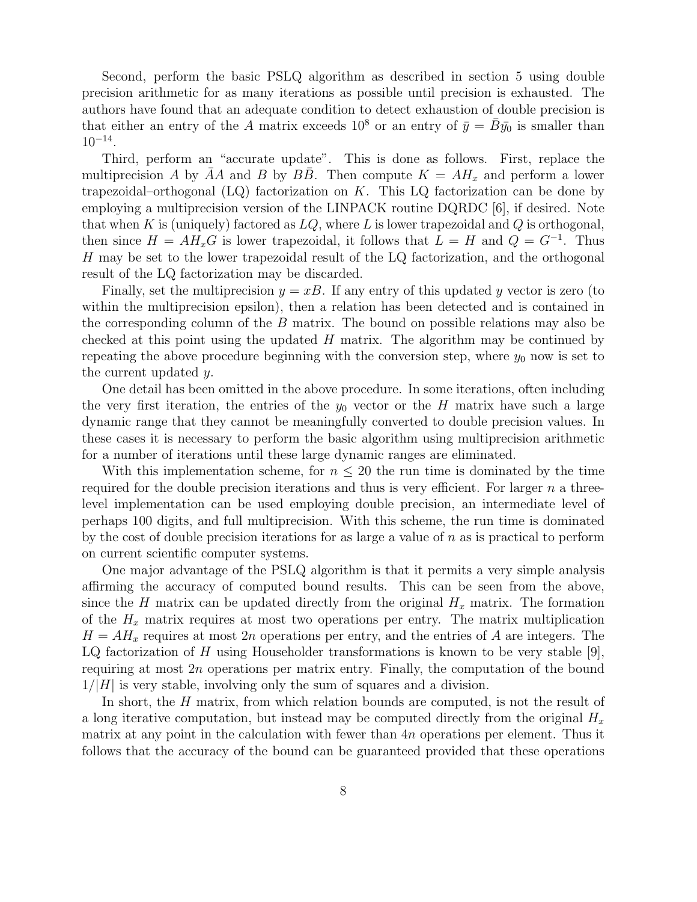Second, perform the basic PSLQ algorithm as described in section 5 using double precision arithmetic for as many iterations as possible until precision is exhausted. The authors have found that an adequate condition to detect exhaustion of double precision is that either an entry of the $A$ matrix exceeds $10^8$ or an entry of $\bar{y} = \bar{B}\bar{y_0}$ is smaller than $10^{-14}$.

Third, perform an "accurate update". This is done as follows. First, replace the multiprecision $A$ by $\bar{A}A$ and $B$ by $B\bar{B}$. Then compute $K = AH_x$ and perform a lower trapezoidal–orthogonal (LQ) factorization on $K$. This LQ factorization can be done by employing a multiprecision version of the LINPACK routine DQRDC [6], if desired. Note that when $K$ is (uniquely) factored as $LQ$, where $L$ is lower trapezoidal and $Q$ is orthogonal, then since $H = AH_xG$ is lower trapezoidal, it follows that $L = H$ and $Q = G^{-1}$. Thus $H$ may be set to the lower trapezoidal result of the LQ factorization, and the orthogonal result of the LQ factorization may be discarded.

Finally, set the multiprecision $y = xB$. If any entry of this updated $y$ vector is zero (to within the multiprecision epsilon), then a relation has been detected and is contained in the corresponding column of the $B$ matrix. The bound on possible relations may also be checked at this point using the updated $H$ matrix. The algorithm may be continued by repeating the above procedure beginning with the conversion step, where $y_0$ now is set to the current updated $y$.

One detail has been omitted in the above procedure. In some iterations, often including the very first iteration, the entries of the $y_0$ vector or the $H$ matrix have such a large dynamic range that they cannot be meaningfully converted to double precision values. In these cases it is necessary to perform the basic algorithm using multiprecision arithmetic for a number of iterations until these large dynamic ranges are eliminated.

With this implementation scheme, for $n \leq 20$ the run time is dominated by the time required for the double precision iterations and thus is very efficient. For larger $n$ a three-level implementation can be used employing double precision, an intermediate level of perhaps 100 digits, and full multiprecision. With this scheme, the run time is dominated by the cost of double precision iterations for as large a value of $n$ as is practical to perform on current scientific computer systems.

One major advantage of the PSLQ algorithm is that it permits a very simple analysis affirming the accuracy of computed bound results. This can be seen from the above, since the $H$ matrix can be updated directly from the original $H_x$ matrix. The formation of the $H_x$ matrix requires at most two operations per entry. The matrix multiplication $H = AH_x$ requires at most $2n$ operations per entry, and the entries of $A$ are integers. The LQ factorization of $H$ using Householder transformations is known to be very stable [9], requiring at most $2n$ operations per matrix entry. Finally, the computation of the bound $1/|H|$ is very stable, involving only the sum of squares and a division.

In short, the $H$ matrix, from which relation bounds are computed, is not the result of a long iterative computation, but instead may be computed directly from the original $H_x$ matrix at any point in the calculation with fewer than $4n$ operations per element. Thus it follows that the accuracy of the bound can be guaranteed provided that these operations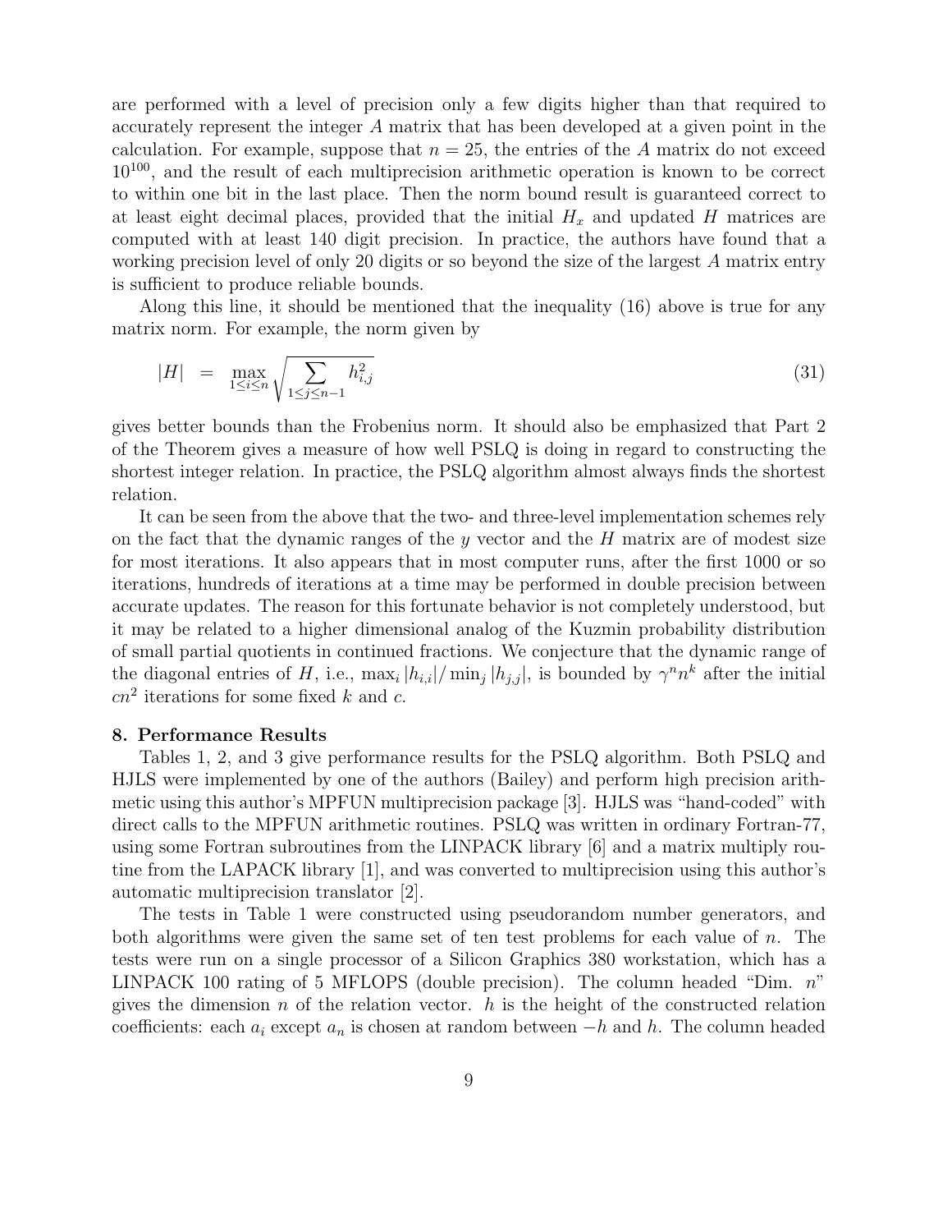are performed with a level of precision only a few digits higher than that required to accurately represent the integer $A$ matrix that has been developed at a given point in the calculation. For example, suppose that $n = 25$, the entries of the $A$ matrix do not exceed $10^{100}$, and the result of each multiprecision arithmetic operation is known to be correct to within one bit in the last place. Then the norm bound result is guaranteed correct to at least eight decimal places, provided that the initial $H_x$ and updated $H$ matrices are computed with at least 140 digit precision. In practice, the authors have found that a working precision level of only 20 digits or so beyond the size of the largest $A$ matrix entry is sufficient to produce reliable bounds.

Along this line, it should be mentioned that the inequality (16) above is true for any matrix norm. For example, the norm given by

$$|H| \;=\; \max_{1 \le i \le n} \sqrt{\sum_{1 \le j \le n-1} h_{i,j}^2} \tag{31}$$

gives better bounds than the Frobenius norm. It should also be emphasized that Part 2 of the Theorem gives a measure of how well PSLQ is doing in regard to constructing the shortest integer relation. In practice, the PSLQ algorithm almost always finds the shortest relation.

It can be seen from the above that the two- and three-level implementation schemes rely on the fact that the dynamic ranges of the $y$ vector and the $H$ matrix are of modest size for most iterations. It also appears that in most computer runs, after the first 1000 or so iterations, hundreds of iterations at a time may be performed in double precision between accurate updates. The reason for this fortunate behavior is not completely understood, but it may be related to a higher dimensional analog of the Kuzmin probability distribution of small partial quotients in continued fractions. We conjecture that the dynamic range of the diagonal entries of $H$, i.e., $\max_i |h_{i,i}| / \min_j |h_{j,j}|$, is bounded by $\gamma^n n^k$ after the initial $cn^2$ iterations for some fixed $k$ and $c$.

## 8. Performance Results

Tables 1, 2, and 3 give performance results for the PSLQ algorithm. Both PSLQ and HJLS were implemented by one of the authors (Bailey) and perform high precision arithmetic using this author's MPFUN multiprecision package [3]. HJLS was "hand-coded" with direct calls to the MPFUN arithmetic routines. PSLQ was written in ordinary Fortran-77, using some Fortran subroutines from the LINPACK library [6] and a matrix multiply routine from the LAPACK library [1], and was converted to multiprecision using this author's automatic multiprecision translator [2].

The tests in Table 1 were constructed using pseudorandom number generators, and both algorithms were given the same set of ten test problems for each value of $n$. The tests were run on a single processor of a Silicon Graphics 380 workstation, which has a LINPACK 100 rating of 5 MFLOPS (double precision). The column headed "Dim. $n$" gives the dimension $n$ of the relation vector. $h$ is the height of the constructed relation coefficients: each $a_i$ except $a_n$ is chosen at random between $-h$ and $h$. The column headed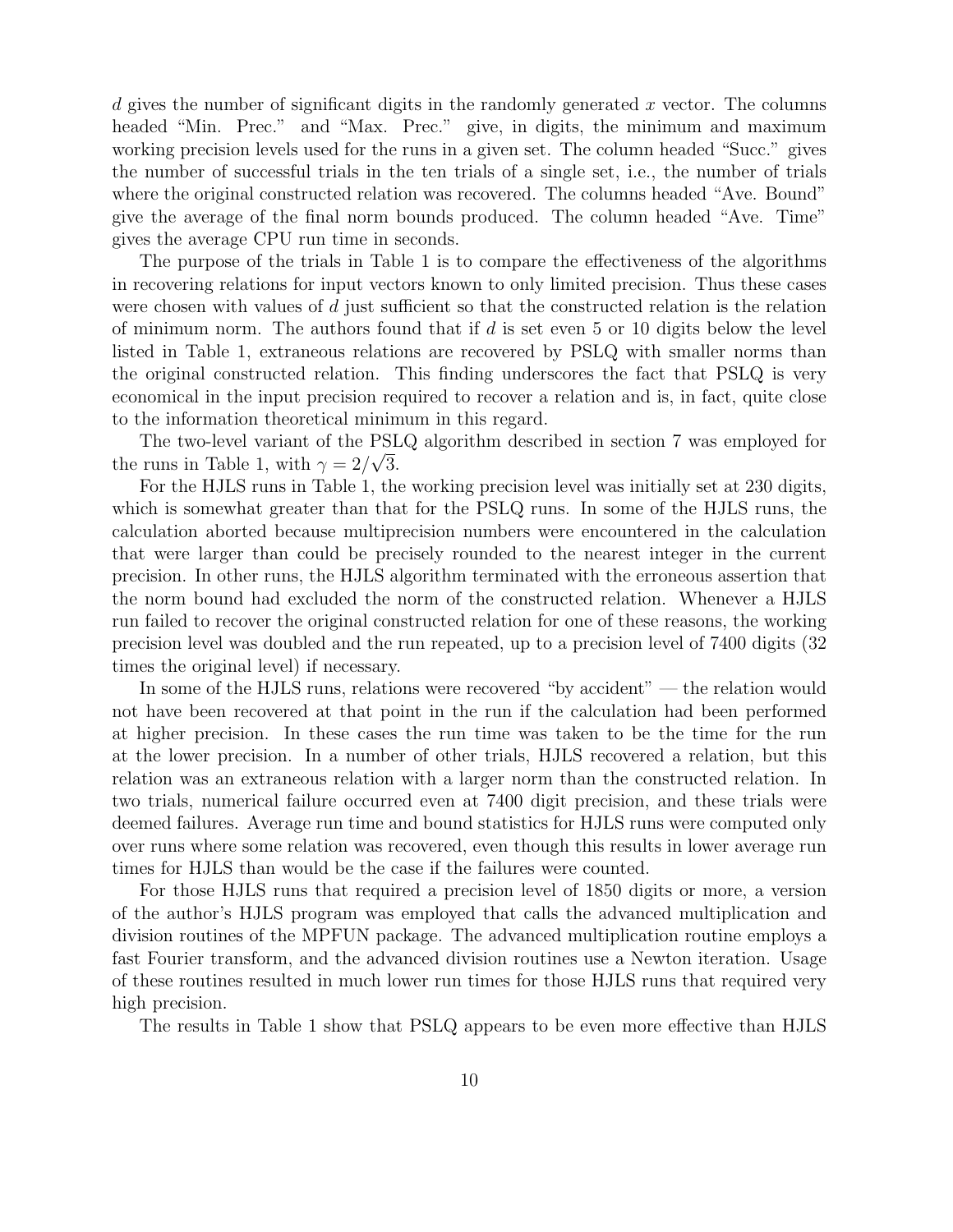$d$ gives the number of significant digits in the randomly generated $x$ vector. The columns headed “Min. Prec.” and “Max. Prec.” give, in digits, the minimum and maximum working precision levels used for the runs in a given set. The column headed “Succ.” gives the number of successful trials in the ten trials of a single set, i.e., the number of trials where the original constructed relation was recovered. The columns headed “Ave. Bound” give the average of the final norm bounds produced. The column headed “Ave. Time” gives the average CPU run time in seconds.

The purpose of the trials in Table 1 is to compare the effectiveness of the algorithms in recovering relations for input vectors known to only limited precision. Thus these cases were chosen with values of $d$ just sufficient so that the constructed relation is the relation of minimum norm. The authors found that if $d$ is set even 5 or 10 digits below the level listed in Table 1, extraneous relations are recovered by PSLQ with smaller norms than the original constructed relation. This finding underscores the fact that PSLQ is very economical in the input precision required to recover a relation and is, in fact, quite close to the information theoretical minimum in this regard.

The two-level variant of the PSLQ algorithm described in section 7 was employed for the runs in Table 1, with $\gamma = 2/\sqrt{3}$.

For the HJLS runs in Table 1, the working precision level was initially set at 230 digits, which is somewhat greater than that for the PSLQ runs. In some of the HJLS runs, the calculation aborted because multiprecision numbers were encountered in the calculation that were larger than could be precisely rounded to the nearest integer in the current precision. In other runs, the HJLS algorithm terminated with the erroneous assertion that the norm bound had excluded the norm of the constructed relation. Whenever a HJLS run failed to recover the original constructed relation for one of these reasons, the working precision level was doubled and the run repeated, up to a precision level of 7400 digits (32 times the original level) if necessary.

In some of the HJLS runs, relations were recovered “by accident” — the relation would not have been recovered at that point in the run if the calculation had been performed at higher precision. In these cases the run time was taken to be the time for the run at the lower precision. In a number of other trials, HJLS recovered a relation, but this relation was an extraneous relation with a larger norm than the constructed relation. In two trials, numerical failure occurred even at 7400 digit precision, and these trials were deemed failures. Average run time and bound statistics for HJLS runs were computed only over runs where some relation was recovered, even though this results in lower average run times for HJLS than would be the case if the failures were counted.

For those HJLS runs that required a precision level of 1850 digits or more, a version of the author’s HJLS program was employed that calls the advanced multiplication and division routines of the MPFUN package. The advanced multiplication routine employs a fast Fourier transform, and the advanced division routines use a Newton iteration. Usage of these routines resulted in much lower run times for those HJLS runs that required very high precision.

The results in Table 1 show that PSLQ appears to be even more effective than HJLS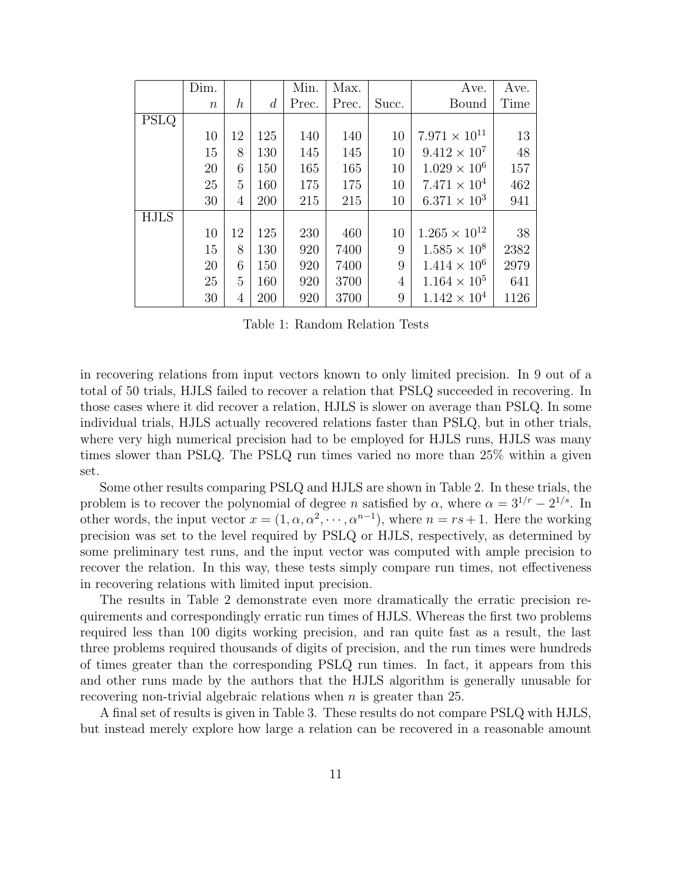| | Dim. $n$ | $h$ | $d$ | Min. Prec. | Max. Prec. | Succ. | Ave. Bound | Ave. Time |
|---|---|---|---|---|---|---|---|---|
| PSLQ | | | | | | | | |
| | 10 | 12 | 125 | 140 | 140 | 10 | $7.971 \times 10^{11}$ | 13 |
| | 15 | 8 | 130 | 145 | 145 | 10 | $9.412 \times 10^{7}$ | 48 |
| | 20 | 6 | 150 | 165 | 165 | 10 | $1.029 \times 10^{6}$ | 157 |
| | 25 | 5 | 160 | 175 | 175 | 10 | $7.471 \times 10^{4}$ | 462 |
| | 30 | 4 | 200 | 215 | 215 | 10 | $6.371 \times 10^{3}$ | 941 |
| HJLS | | | | | | | | |
| | 10 | 12 | 125 | 230 | 460 | 10 | $1.265 \times 10^{12}$ | 38 |
| | 15 | 8 | 130 | 920 | 7400 | 9 | $1.585 \times 10^{8}$ | 2382 |
| | 20 | 6 | 150 | 920 | 7400 | 9 | $1.414 \times 10^{6}$ | 2979 |
| | 25 | 5 | 160 | 920 | 3700 | 4 | $1.164 \times 10^{5}$ | 641 |
| | 30 | 4 | 200 | 920 | 3700 | 9 | $1.142 \times 10^{4}$ | 1126 |

Table 1: Random Relation Tests

in recovering relations from input vectors known to only limited precision. In 9 out of a total of 50 trials, HJLS failed to recover a relation that PSLQ succeeded in recovering. In those cases where it did recover a relation, HJLS is slower on average than PSLQ. In some individual trials, HJLS actually recovered relations faster than PSLQ, but in other trials, where very high numerical precision had to be employed for HJLS runs, HJLS was many times slower than PSLQ. The PSLQ run times varied no more than 25% within a given set.

Some other results comparing PSLQ and HJLS are shown in Table 2. In these trials, the problem is to recover the polynomial of degree $n$ satisfied by $\alpha$, where $\alpha = 3^{1/r} - 2^{1/s}$. In other words, the input vector $x = (1, \alpha, \alpha^2, \cdots, \alpha^{n-1})$, where $n = rs + 1$. Here the working precision was set to the level required by PSLQ or HJLS, respectively, as determined by some preliminary test runs, and the input vector was computed with ample precision to recover the relation. In this way, these tests simply compare run times, not effectiveness in recovering relations with limited input precision.

The results in Table 2 demonstrate even more dramatically the erratic precision requirements and correspondingly erratic run times of HJLS. Whereas the first two problems required less than 100 digits working precision, and ran quite fast as a result, the last three problems required thousands of digits of precision, and the run times were hundreds of times greater than the corresponding PSLQ run times. In fact, it appears from this and other runs made by the authors that the HJLS algorithm is generally unusable for recovering non-trivial algebraic relations when $n$ is greater than 25.

A final set of results is given in Table 3. These results do not compare PSLQ with HJLS, but instead merely explore how large a relation can be recovered in a reasonable amount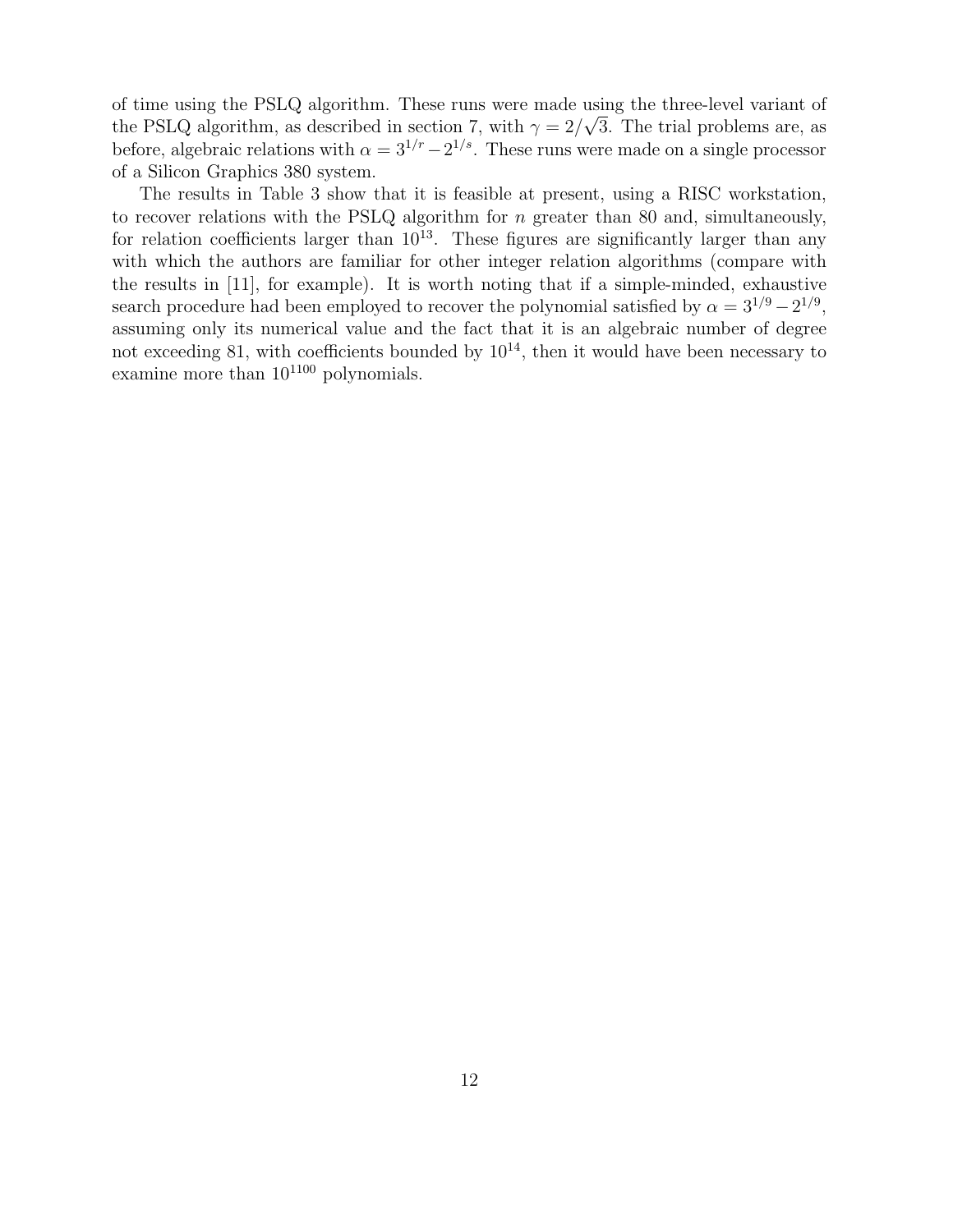of time using the PSLQ algorithm. These runs were made using the three-level variant of the PSLQ algorithm, as described in section 7, with $\gamma = 2/\sqrt{3}$. The trial problems are, as before, algebraic relations with $\alpha = 3^{1/r} - 2^{1/s}$. These runs were made on a single processor of a Silicon Graphics 380 system.

The results in Table 3 show that it is feasible at present, using a RISC workstation, to recover relations with the PSLQ algorithm for $n$ greater than 80 and, simultaneously, for relation coefficients larger than $10^{13}$. These figures are significantly larger than any with which the authors are familiar for other integer relation algorithms (compare with the results in [11], for example). It is worth noting that if a simple-minded, exhaustive search procedure had been employed to recover the polynomial satisfied by $\alpha = 3^{1/9} - 2^{1/9}$, assuming only its numerical value and the fact that it is an algebraic number of degree not exceeding 81, with coefficients bounded by $10^{14}$, then it would have been necessary to examine more than $10^{1100}$ polynomials.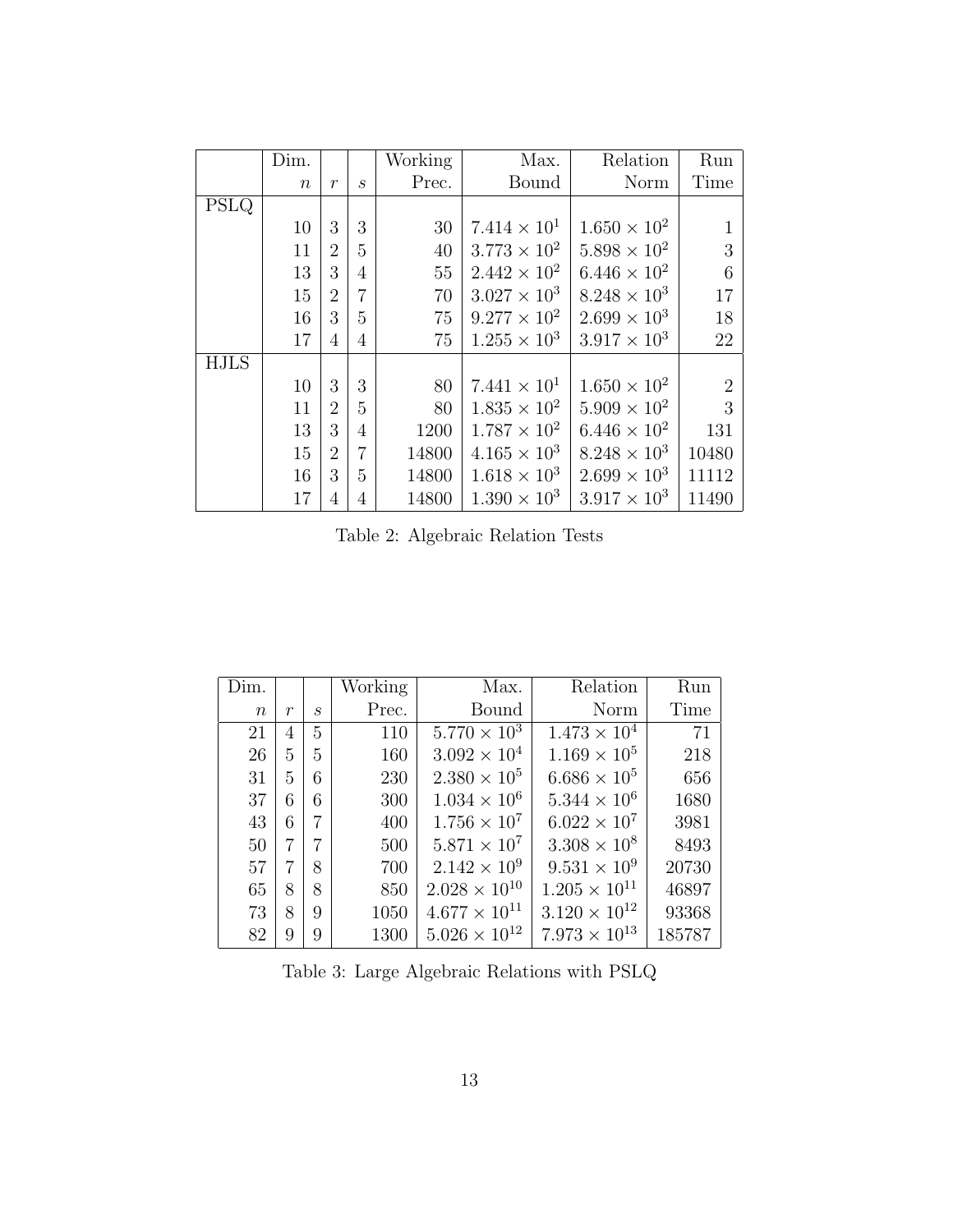| | Dim. $n$ | $r$ | $s$ | Working Prec. | Max. Bound | Relation Norm | Run Time |
|---|---|---|---|---|---|---|---|
| PSLQ | | | | | | | |
| | 10 | 3 | 3 | 30 | $7.414 \times 10^1$ | $1.650 \times 10^2$ | 1 |
| | 11 | 2 | 5 | 40 | $3.773 \times 10^2$ | $5.898 \times 10^2$ | 3 |
| | 13 | 3 | 4 | 55 | $2.442 \times 10^2$ | $6.446 \times 10^2$ | 6 |
| | 15 | 2 | 7 | 70 | $3.027 \times 10^3$ | $8.248 \times 10^3$ | 17 |
| | 16 | 3 | 5 | 75 | $9.277 \times 10^2$ | $2.699 \times 10^3$ | 18 |
| | 17 | 4 | 4 | 75 | $1.255 \times 10^3$ | $3.917 \times 10^3$ | 22 |
| HJLS | | | | | | | |
| | 10 | 3 | 3 | 80 | $7.441 \times 10^1$ | $1.650 \times 10^2$ | 2 |
| | 11 | 2 | 5 | 80 | $1.835 \times 10^2$ | $5.909 \times 10^2$ | 3 |
| | 13 | 3 | 4 | 1200 | $1.787 \times 10^2$ | $6.446 \times 10^2$ | 131 |
| | 15 | 2 | 7 | 14800 | $4.165 \times 10^3$ | $8.248 \times 10^3$ | 10480 |
| | 16 | 3 | 5 | 14800 | $1.618 \times 10^3$ | $2.699 \times 10^3$ | 11112 |
| | 17 | 4 | 4 | 14800 | $1.390 \times 10^3$ | $3.917 \times 10^3$ | 11490 |

Table 2: Algebraic Relation Tests

| Dim. $n$ | $r$ | $s$ | Working Prec. | Max. Bound | Relation Norm | Run Time |
|---|---|---|---|---|---|---|
| 21 | 4 | 5 | 110 | $5.770 \times 10^3$ | $1.473 \times 10^4$ | 71 |
| 26 | 5 | 5 | 160 | $3.092 \times 10^4$ | $1.169 \times 10^5$ | 218 |
| 31 | 5 | 6 | 230 | $2.380 \times 10^5$ | $6.686 \times 10^5$ | 656 |
| 37 | 6 | 6 | 300 | $1.034 \times 10^6$ | $5.344 \times 10^6$ | 1680 |
| 43 | 6 | 7 | 400 | $1.756 \times 10^7$ | $6.022 \times 10^7$ | 3981 |
| 50 | 7 | 7 | 500 | $5.871 \times 10^7$ | $3.308 \times 10^8$ | 8493 |
| 57 | 7 | 8 | 700 | $2.142 \times 10^9$ | $9.531 \times 10^9$ | 20730 |
| 65 | 8 | 8 | 850 | $2.028 \times 10^{10}$ | $1.205 \times 10^{11}$ | 46897 |
| 73 | 8 | 9 | 1050 | $4.677 \times 10^{11}$ | $3.120 \times 10^{12}$ | 93368 |
| 82 | 9 | 9 | 1300 | $5.026 \times 10^{12}$ | $7.973 \times 10^{13}$ | 185787 |

Table 3: Large Algebraic Relations with PSLQ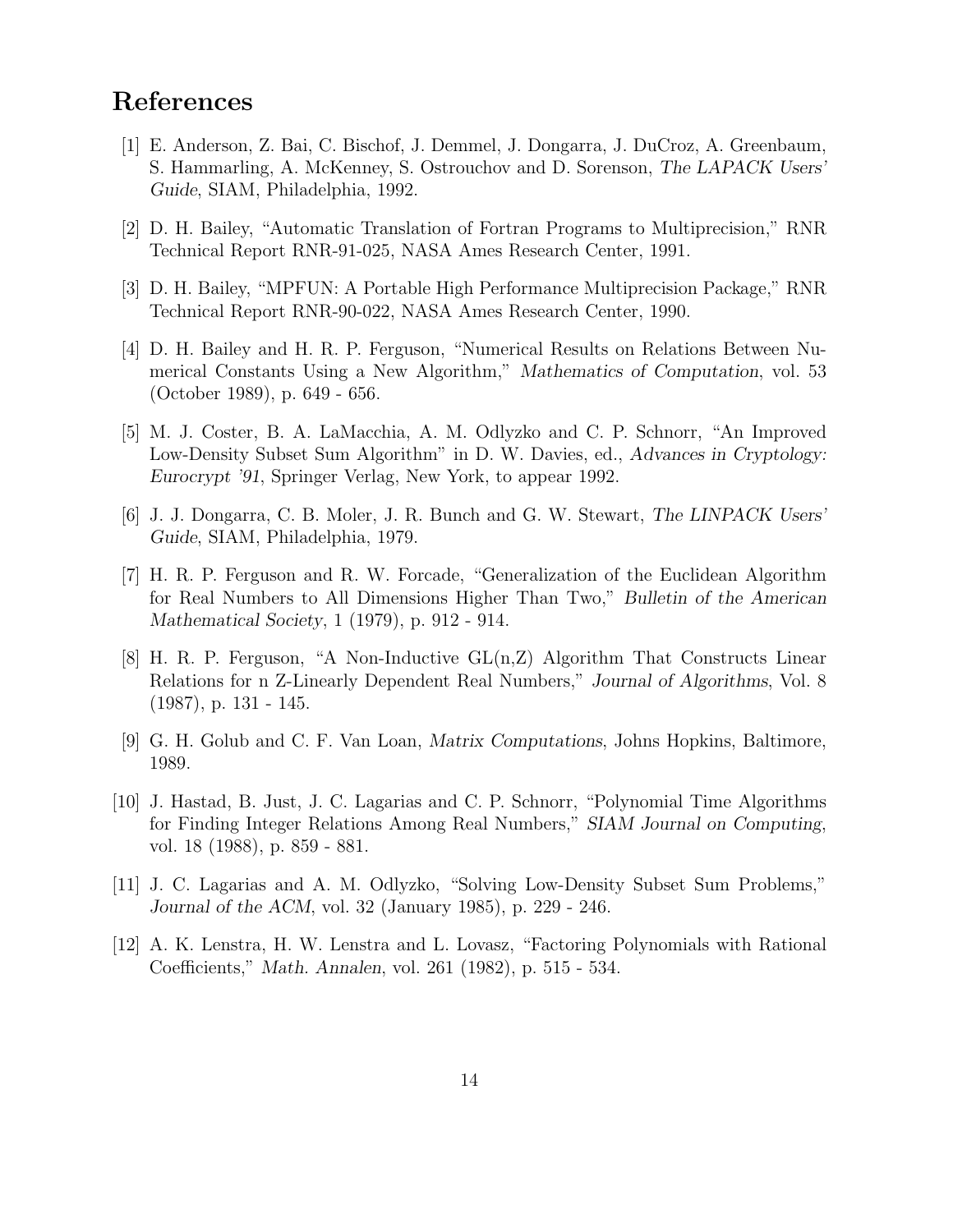# References

[1] E. Anderson, Z. Bai, C. Bischof, J. Demmel, J. Dongarra, J. DuCroz, A. Greenbaum, S. Hammarling, A. McKenney, S. Ostrouchov and D. Sorenson, *The LAPACK Users' Guide*, SIAM, Philadelphia, 1992.

[2] D. H. Bailey, "Automatic Translation of Fortran Programs to Multiprecision," RNR Technical Report RNR-91-025, NASA Ames Research Center, 1991.

[3] D. H. Bailey, "MPFUN: A Portable High Performance Multiprecision Package," RNR Technical Report RNR-90-022, NASA Ames Research Center, 1990.

[4] D. H. Bailey and H. R. P. Ferguson, "Numerical Results on Relations Between Numerical Constants Using a New Algorithm," *Mathematics of Computation*, vol. 53 (October 1989), p. 649 - 656.

[5] M. J. Coster, B. A. LaMacchia, A. M. Odlyzko and C. P. Schnorr, "An Improved Low-Density Subset Sum Algorithm" in D. W. Davies, ed., *Advances in Cryptology: Eurocrypt '91*, Springer Verlag, New York, to appear 1992.

[6] J. J. Dongarra, C. B. Moler, J. R. Bunch and G. W. Stewart, *The LINPACK Users' Guide*, SIAM, Philadelphia, 1979.

[7] H. R. P. Ferguson and R. W. Forcade, "Generalization of the Euclidean Algorithm for Real Numbers to All Dimensions Higher Than Two," *Bulletin of the American Mathematical Society*, 1 (1979), p. 912 - 914.

[8] H. R. P. Ferguson, "A Non-Inductive GL(n,Z) Algorithm That Constructs Linear Relations for n Z-Linearly Dependent Real Numbers," *Journal of Algorithms*, Vol. 8 (1987), p. 131 - 145.

[9] G. H. Golub and C. F. Van Loan, *Matrix Computations*, Johns Hopkins, Baltimore, 1989.

[10] J. Hastad, B. Just, J. C. Lagarias and C. P. Schnorr, "Polynomial Time Algorithms for Finding Integer Relations Among Real Numbers," *SIAM Journal on Computing*, vol. 18 (1988), p. 859 - 881.

[11] J. C. Lagarias and A. M. Odlyzko, "Solving Low-Density Subset Sum Problems," *Journal of the ACM*, vol. 32 (January 1985), p. 229 - 246.

[12] A. K. Lenstra, H. W. Lenstra and L. Lovasz, "Factoring Polynomials with Rational Coefficients," *Math. Annalen*, vol. 261 (1982), p. 515 - 534.